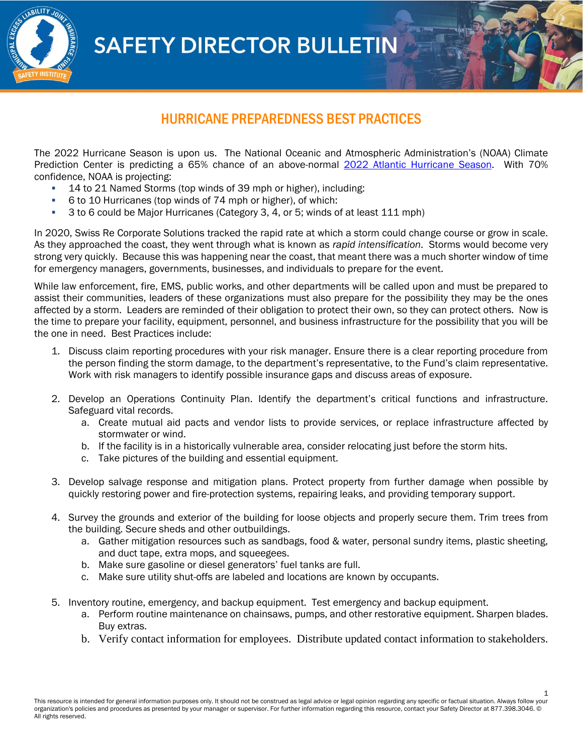# SAFETY DIRECTOR BULLETIN

## HURRICANE PREPAREDNESS BEST PRACTICES

The 2022 Hurricane Season is upon us. The National Oceanic and Atmospheric Administration's (NOAA) Climate Prediction Center is predicting a 65% chance of an above-normal [2022 Atlantic Hurricane Season](). With 70% confidence, NOAA is projecting:

- 14 to 21 Named Storms (top winds of 39 mph or higher), including:
- 6 to 10 Hurricanes (top winds of 74 mph or higher), of which:
- 3 to 6 could be Major Hurricanes (Category 3, 4, or 5; winds of at least 111 mph)

In 2020, Swiss Re Corporate Solutions tracked the rapid rate at which a storm could change course or grow in scale. As they approached the coast, they went through what is known as *rapid intensification*. Storms would become very strong very quickly. Because this was happening near the coast, that meant there was a much shorter window of time for emergency managers, governments, businesses, and individuals to prepare for the event.

While law enforcement, fire, EMS, public works, and other departments will be called upon and must be prepared to assist their communities, leaders of these organizations must also prepare for the possibility they may be the ones affected by a storm. Leaders are reminded of their obligation to protect their own, so they can protect others. Now is the time to prepare your facility, equipment, personnel, and business infrastructure for the possibility that you will be the one in need. Best Practices include:

1. Discuss claim reporting procedures with your risk manager. Ensure there is a clear reporting procedure from the person finding the storm damage, to the department's representative, to the Fund's claim representative. Work with risk managers to identify possible insurance gaps and discuss areas of exposure.

2. Develop an Operations Continuity Plan. Identify the department's critical functions and infrastructure. Safeguard vital records.
   a. Create mutual aid pacts and vendor lists to provide services, or replace infrastructure affected by stormwater or wind.
   b. If the facility is in a historically vulnerable area, consider relocating just before the storm hits.
   c. Take pictures of the building and essential equipment.

3. Develop salvage response and mitigation plans. Protect property from further damage when possible by quickly restoring power and fire-protection systems, repairing leaks, and providing temporary support.

4. Survey the grounds and exterior of the building for loose objects and properly secure them. Trim trees from the building. Secure sheds and other outbuildings.
   a. Gather mitigation resources such as sandbags, food & water, personal sundry items, plastic sheeting, and duct tape, extra mops, and squeegees.
   b. Make sure gasoline or diesel generators' fuel tanks are full.
   c. Make sure utility shut-offs are labeled and locations are known by occupants.

5. Inventory routine, emergency, and backup equipment. Test emergency and backup equipment.
   a. Perform routine maintenance on chainsaws, pumps, and other restorative equipment. Sharpen blades. Buy extras.
   b. Verify contact information for employees. Distribute updated contact information to stakeholders.

This resource is intended for general information purposes only. It should not be construed as legal advice or legal opinion regarding any specific or factual situation. Always follow your organization's policies and procedures as presented by your manager or supervisor. For further information regarding this resource, contact your Safety Director at 877.398.3046. © All rights reserved.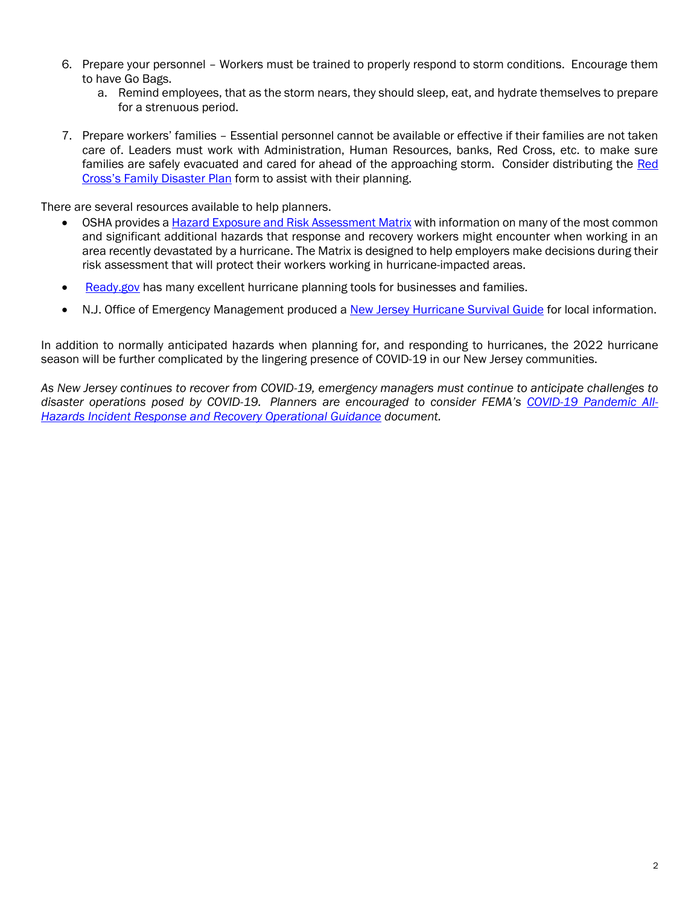6. Prepare your personnel – Workers must be trained to properly respond to storm conditions. Encourage them to have Go Bags.
    a. Remind employees, that as the storm nears, they should sleep, eat, and hydrate themselves to prepare for a strenuous period.

7. Prepare workers' families – Essential personnel cannot be available or effective if their families are not taken care of. Leaders must work with Administration, Human Resources, banks, Red Cross, etc. to make sure families are safely evacuated and cared for ahead of the approaching storm. Consider distributing the Red Cross's Family Disaster Plan form to assist with their planning.

There are several resources available to help planners.

- OSHA provides a Hazard Exposure and Risk Assessment Matrix with information on many of the most common and significant additional hazards that response and recovery workers might encounter when working in an area recently devastated by a hurricane. The Matrix is designed to help employers make decisions during their risk assessment that will protect their workers working in hurricane-impacted areas.

- Ready.gov has many excellent hurricane planning tools for businesses and families.

- N.J. Office of Emergency Management produced a New Jersey Hurricane Survival Guide for local information.

In addition to normally anticipated hazards when planning for, and responding to hurricanes, the 2022 hurricane season will be further complicated by the lingering presence of COVID-19 in our New Jersey communities.

*As New Jersey continues to recover from COVID-19, emergency managers must continue to anticipate challenges to disaster operations posed by COVID-19. Planners are encouraged to consider FEMA's COVID-19 Pandemic All-Hazards Incident Response and Recovery Operational Guidance document.*